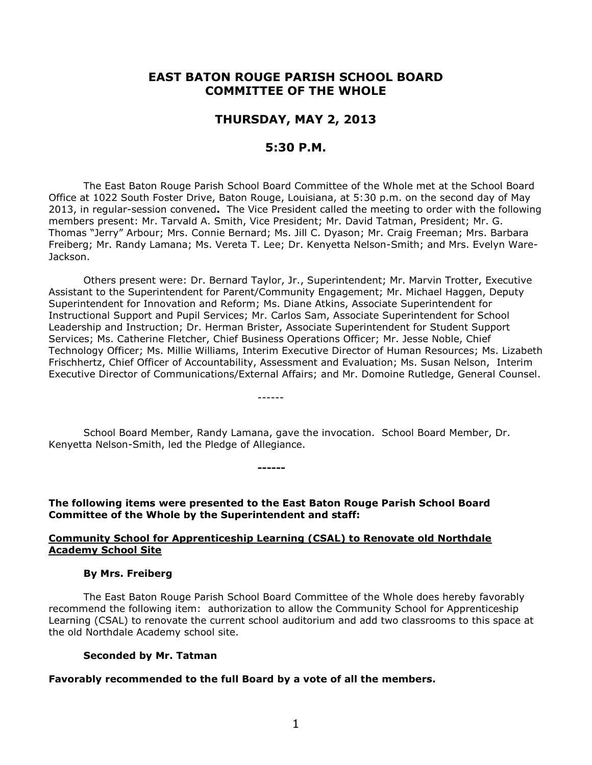# EAST BATON ROUGE PARISH SCHOOL BOARD COMMITTEE OF THE WHOLE

## THURSDAY, MAY 2, 2013

## 5:30 P.M.

The East Baton Rouge Parish School Board Committee of the Whole met at the School Board Office at 1022 South Foster Drive, Baton Rouge, Louisiana, at 5:30 p.m. on the second day of May 2013, in regular-session convened**.** The Vice President called the meeting to order with the following members present: Mr. Tarvald A. Smith, Vice President; Mr. David Tatman, President; Mr. G. Thomas "Jerry" Arbour; Mrs. Connie Bernard; Ms. Jill C. Dyason; Mr. Craig Freeman; Mrs. Barbara Freiberg; Mr. Randy Lamana; Ms. Vereta T. Lee; Dr. Kenyetta Nelson-Smith; and Mrs. Evelyn Ware-Jackson.

Others present were: Dr. Bernard Taylor, Jr., Superintendent; Mr. Marvin Trotter, Executive Assistant to the Superintendent for Parent/Community Engagement; Mr. Michael Haggen, Deputy Superintendent for Innovation and Reform; Ms. Diane Atkins, Associate Superintendent for Instructional Support and Pupil Services; Mr. Carlos Sam, Associate Superintendent for School Leadership and Instruction; Dr. Herman Brister, Associate Superintendent for Student Support Services; Ms. Catherine Fletcher, Chief Business Operations Officer; Mr. Jesse Noble, Chief Technology Officer; Ms. Millie Williams, Interim Executive Director of Human Resources; Ms. Lizabeth Frischhertz, Chief Officer of Accountability, Assessment and Evaluation; Ms. Susan Nelson, Interim Executive Director of Communications/External Affairs; and Mr. Domoine Rutledge, General Counsel.

------

School Board Member, Randy Lamana, gave the invocation. School Board Member, Dr. Kenyetta Nelson-Smith, led the Pledge of Allegiance.

**------**

**The following items were presented to the East Baton Rouge Parish School Board Committee of the Whole by the Superintendent and staff:**

**Community School for Apprenticeship Learning (CSAL) to Renovate old Northdale Academy School Site**

**By Mrs. Freiberg**

The East Baton Rouge Parish School Board Committee of the Whole does hereby favorably recommend the following item: authorization to allow the Community School for Apprenticeship Learning (CSAL) to renovate the current school auditorium and add two classrooms to this space at the old Northdale Academy school site.

**Seconded by Mr. Tatman**

**Favorably recommended to the full Board by a vote of all the members.**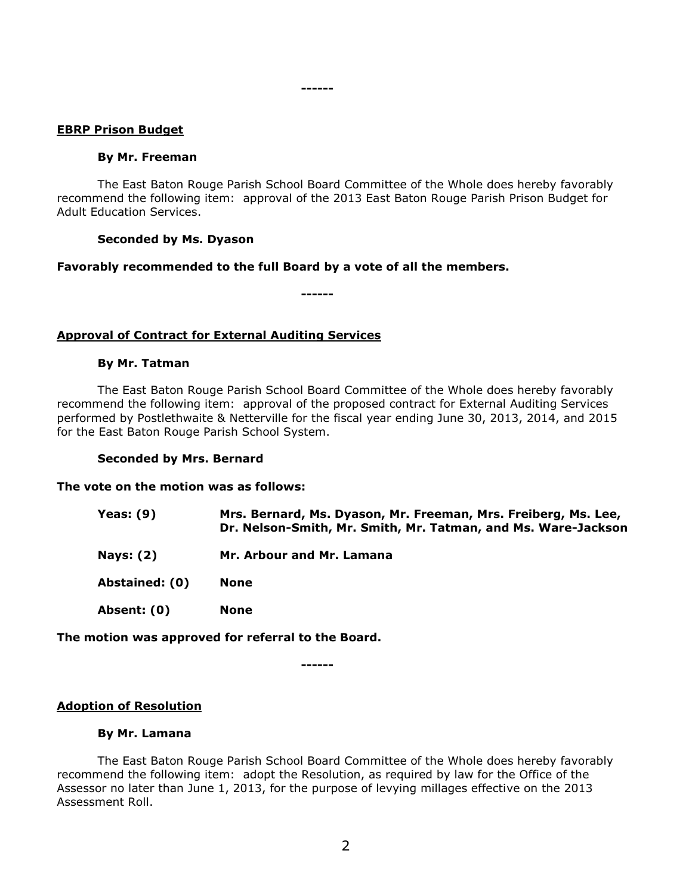------

**EBRP Prison Budget**

**By Mr. Freeman**

The East Baton Rouge Parish School Board Committee of the Whole does hereby favorably recommend the following item: approval of the 2013 East Baton Rouge Parish Prison Budget for Adult Education Services.

**Seconded by Ms. Dyason**

**Favorably recommended to the full Board by a vote of all the members.**

------

**Approval of Contract for External Auditing Services**

**By Mr. Tatman**

The East Baton Rouge Parish School Board Committee of the Whole does hereby favorably recommend the following item: approval of the proposed contract for External Auditing Services performed by Postlethwaite & Netterville for the fiscal year ending June 30, 2013, 2014, and 2015 for the East Baton Rouge Parish School System.

**Seconded by Mrs. Bernard**

**The vote on the motion was as follows:**

| | |
|---|---|
| **Yeas: (9)** | **Mrs. Bernard, Ms. Dyason, Mr. Freeman, Mrs. Freiberg, Ms. Lee, Dr. Nelson-Smith, Mr. Smith, Mr. Tatman, and Ms. Ware-Jackson** |
| **Nays: (2)** | **Mr. Arbour and Mr. Lamana** |
| **Abstained: (0)** | **None** |
| **Absent: (0)** | **None** |

**The motion was approved for referral to the Board.**

------

**Adoption of Resolution**

**By Mr. Lamana**

The East Baton Rouge Parish School Board Committee of the Whole does hereby favorably recommend the following item: adopt the Resolution, as required by law for the Office of the Assessor no later than June 1, 2013, for the purpose of levying millages effective on the 2013 Assessment Roll.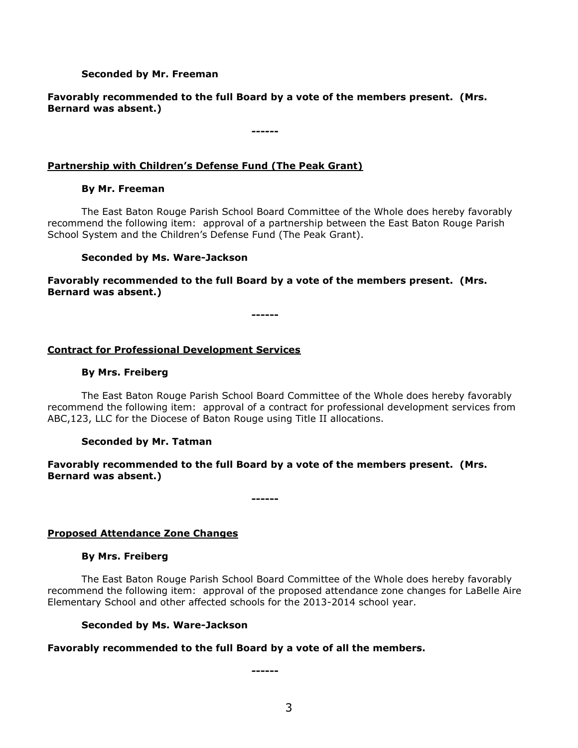**Seconded by Mr. Freeman**

**Favorably recommended to the full Board by a vote of the members present. (Mrs. Bernard was absent.)**

**------**

**<u>Partnership with Children's Defense Fund (The Peak Grant)</u>**

**By Mr. Freeman**

The East Baton Rouge Parish School Board Committee of the Whole does hereby favorably recommend the following item: approval of a partnership between the East Baton Rouge Parish School System and the Children's Defense Fund (The Peak Grant).

**Seconded by Ms. Ware-Jackson**

**Favorably recommended to the full Board by a vote of the members present. (Mrs. Bernard was absent.)**

**------**

**<u>Contract for Professional Development Services</u>**

**By Mrs. Freiberg**

The East Baton Rouge Parish School Board Committee of the Whole does hereby favorably recommend the following item: approval of a contract for professional development services from ABC,123, LLC for the Diocese of Baton Rouge using Title II allocations.

**Seconded by Mr. Tatman**

**Favorably recommended to the full Board by a vote of the members present. (Mrs. Bernard was absent.)**

**------**

**<u>Proposed Attendance Zone Changes</u>**

**By Mrs. Freiberg**

The East Baton Rouge Parish School Board Committee of the Whole does hereby favorably recommend the following item: approval of the proposed attendance zone changes for LaBelle Aire Elementary School and other affected schools for the 2013-2014 school year.

**Seconded by Ms. Ware-Jackson**

**Favorably recommended to the full Board by a vote of all the members.**

**------**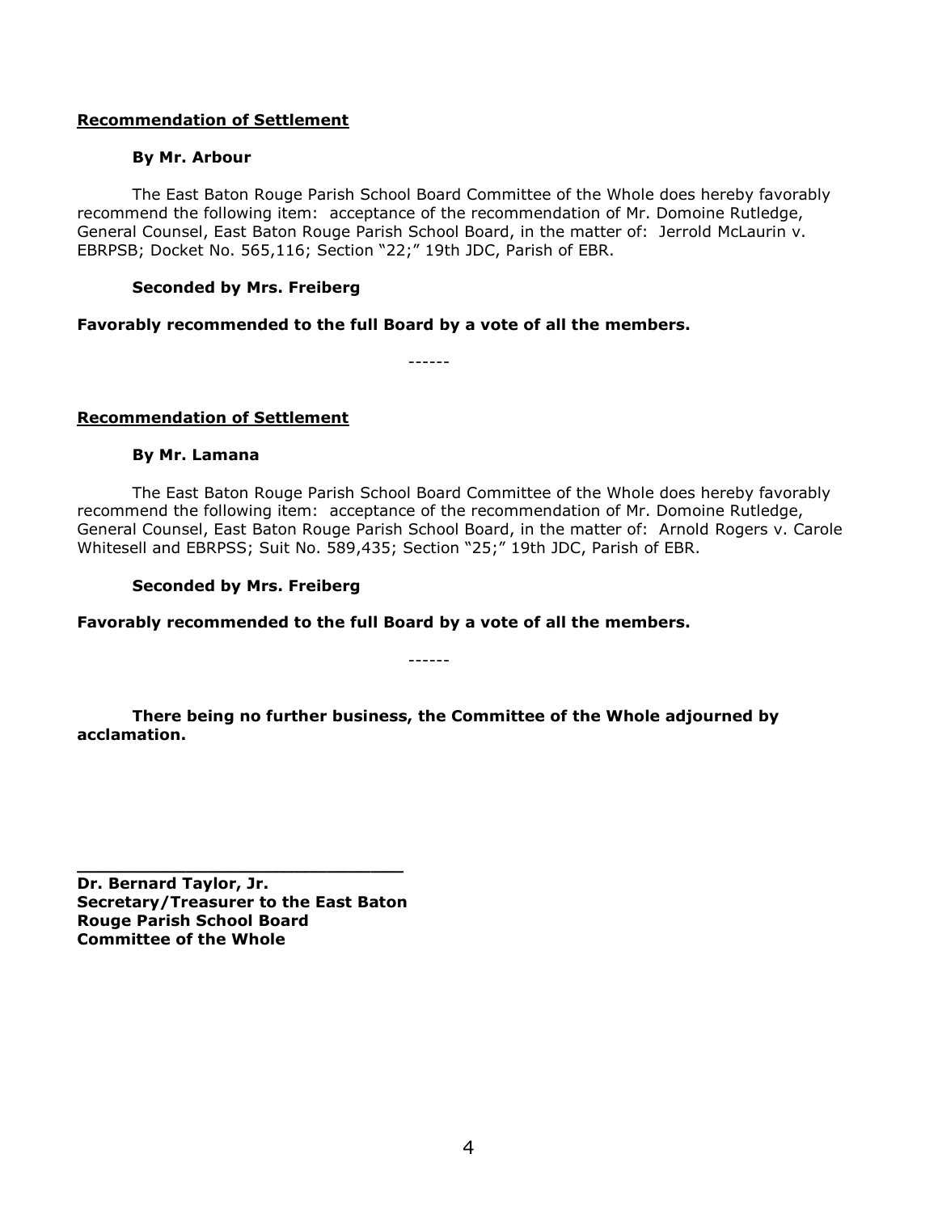**Recommendation of Settlement**

**By Mr. Arbour**

The East Baton Rouge Parish School Board Committee of the Whole does hereby favorably recommend the following item: acceptance of the recommendation of Mr. Domoine Rutledge, General Counsel, East Baton Rouge Parish School Board, in the matter of: Jerrold McLaurin v. EBRPSB; Docket No. 565,116; Section "22;" 19th JDC, Parish of EBR.

**Seconded by Mrs. Freiberg**

**Favorably recommended to the full Board by a vote of all the members.**

------

**Recommendation of Settlement**

**By Mr. Lamana**

The East Baton Rouge Parish School Board Committee of the Whole does hereby favorably recommend the following item: acceptance of the recommendation of Mr. Domoine Rutledge, General Counsel, East Baton Rouge Parish School Board, in the matter of: Arnold Rogers v. Carole Whitesell and EBRPSS; Suit No. 589,435; Section "25;" 19th JDC, Parish of EBR.

**Seconded by Mrs. Freiberg**

**Favorably recommended to the full Board by a vote of all the members.**

------

**There being no further business, the Committee of the Whole adjourned by acclamation.**

________________________________

**Dr. Bernard Taylor, Jr.**
**Secretary/Treasurer to the East Baton Rouge Parish School Board Committee of the Whole**